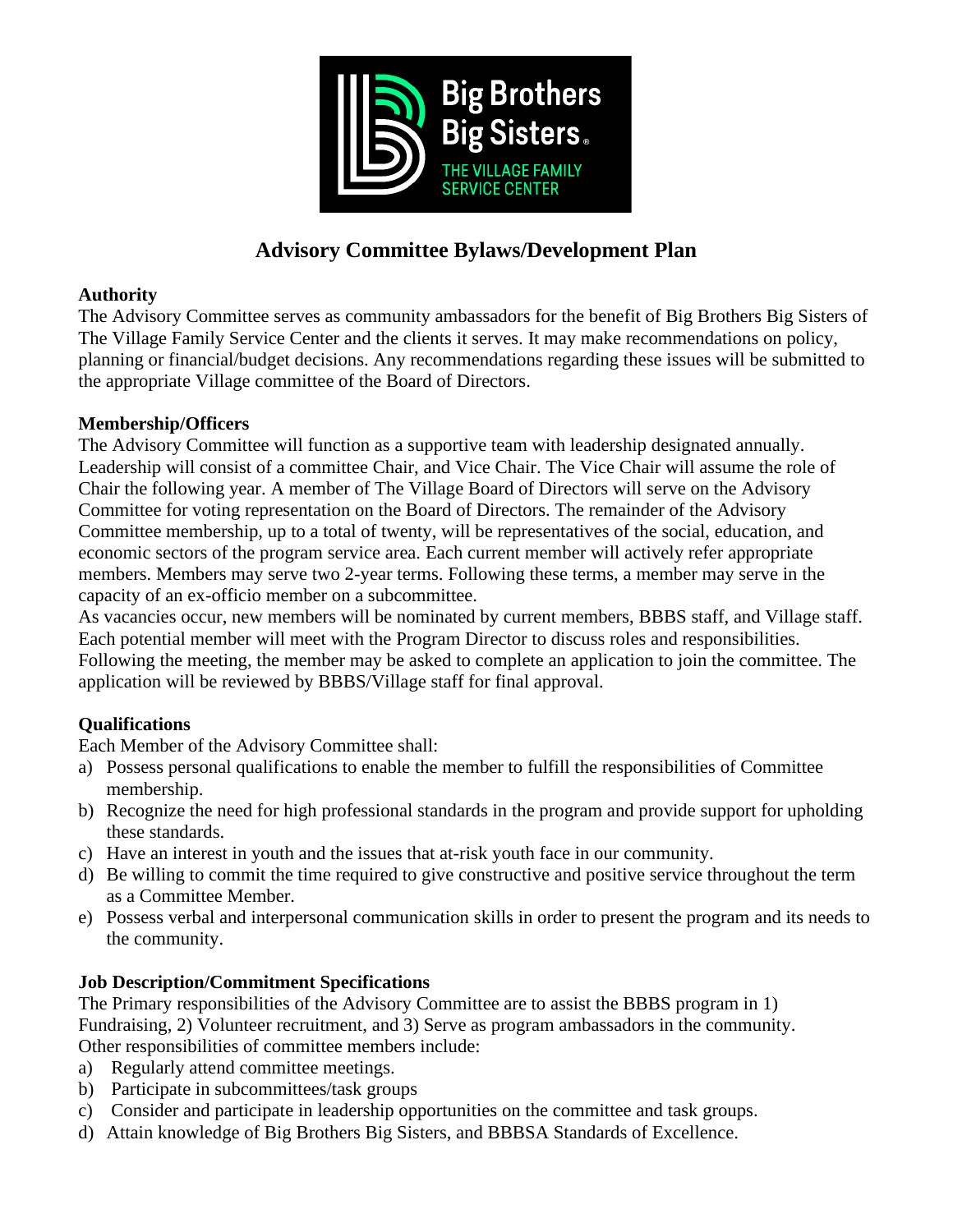# Advisory Committee Bylaws/Development Plan

**Authority**

The Advisory Committee serves as community ambassadors for the benefit of Big Brothers Big Sisters of The Village Family Service Center and the clients it serves. It may make recommendations on policy, planning or financial/budget decisions. Any recommendations regarding these issues will be submitted to the appropriate Village committee of the Board of Directors.

**Membership/Officers**

The Advisory Committee will function as a supportive team with leadership designated annually. Leadership will consist of a committee Chair, and Vice Chair. The Vice Chair will assume the role of Chair the following year. A member of The Village Board of Directors will serve on the Advisory Committee for voting representation on the Board of Directors. The remainder of the Advisory Committee membership, up to a total of twenty, will be representatives of the social, education, and economic sectors of the program service area. Each current member will actively refer appropriate members. Members may serve two 2-year terms. Following these terms, a member may serve in the capacity of an ex-officio member on a subcommittee.

As vacancies occur, new members will be nominated by current members, BBBS staff, and Village staff. Each potential member will meet with the Program Director to discuss roles and responsibilities. Following the meeting, the member may be asked to complete an application to join the committee. The application will be reviewed by BBBS/Village staff for final approval.

**Qualifications**

Each Member of the Advisory Committee shall:

a) Possess personal qualifications to enable the member to fulfill the responsibilities of Committee membership.
b) Recognize the need for high professional standards in the program and provide support for upholding these standards.
c) Have an interest in youth and the issues that at-risk youth face in our community.
d) Be willing to commit the time required to give constructive and positive service throughout the term as a Committee Member.
e) Possess verbal and interpersonal communication skills in order to present the program and its needs to the community.

**Job Description/Commitment Specifications**

The Primary responsibilities of the Advisory Committee are to assist the BBBS program in 1) Fundraising, 2) Volunteer recruitment, and 3) Serve as program ambassadors in the community. Other responsibilities of committee members include:

a) Regularly attend committee meetings.
b) Participate in subcommittees/task groups
c) Consider and participate in leadership opportunities on the committee and task groups.
d) Attain knowledge of Big Brothers Big Sisters, and BBBSA Standards of Excellence.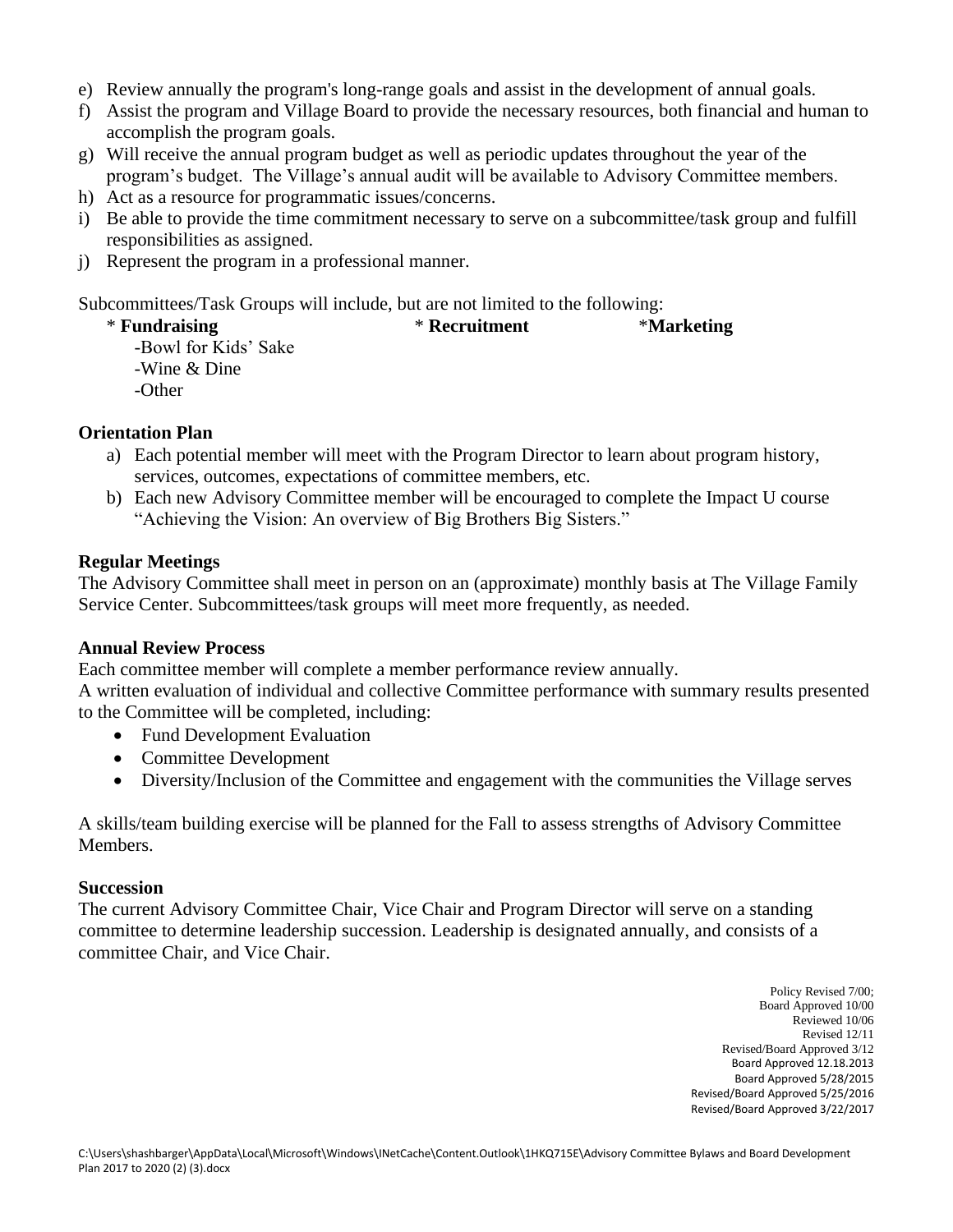e) Review annually the program's long-range goals and assist in the development of annual goals.
f) Assist the program and Village Board to provide the necessary resources, both financial and human to accomplish the program goals.
g) Will receive the annual program budget as well as periodic updates throughout the year of the program's budget. The Village's annual audit will be available to Advisory Committee members.
h) Act as a resource for programmatic issues/concerns.
i) Be able to provide the time commitment necessary to serve on a subcommittee/task group and fulfill responsibilities as assigned.
j) Represent the program in a professional manner.

Subcommittees/Task Groups will include, but are not limited to the following:

* **Fundraising**
  - Bowl for Kids' Sake
  - Wine & Dine
  - Other
* **Recruitment**
* **Marketing**

**Orientation Plan**

a) Each potential member will meet with the Program Director to learn about program history, services, outcomes, expectations of committee members, etc.
b) Each new Advisory Committee member will be encouraged to complete the Impact U course "Achieving the Vision: An overview of Big Brothers Big Sisters."

**Regular Meetings**

The Advisory Committee shall meet in person on an (approximate) monthly basis at The Village Family Service Center. Subcommittees/task groups will meet more frequently, as needed.

**Annual Review Process**

Each committee member will complete a member performance review annually.
A written evaluation of individual and collective Committee performance with summary results presented to the Committee will be completed, including:

- Fund Development Evaluation
- Committee Development
- Diversity/Inclusion of the Committee and engagement with the communities the Village serves

A skills/team building exercise will be planned for the Fall to assess strengths of Advisory Committee Members.

**Succession**

The current Advisory Committee Chair, Vice Chair and Program Director will serve on a standing committee to determine leadership succession. Leadership is designated annually, and consists of a committee Chair, and Vice Chair.

Policy Revised 7/00;
Board Approved 10/00
Reviewed 10/06
Revised 12/11
Revised/Board Approved 3/12
Board Approved 12.18.2013
Board Approved 5/28/2015
Revised/Board Approved 5/25/2016
Revised/Board Approved 3/22/2017

C:\Users\shashbarger\AppData\Local\Microsoft\Windows\INetCache\Content.Outlook\1HKQ715E\Advisory Committee Bylaws and Board Development Plan 2017 to 2020 (2) (3).docx